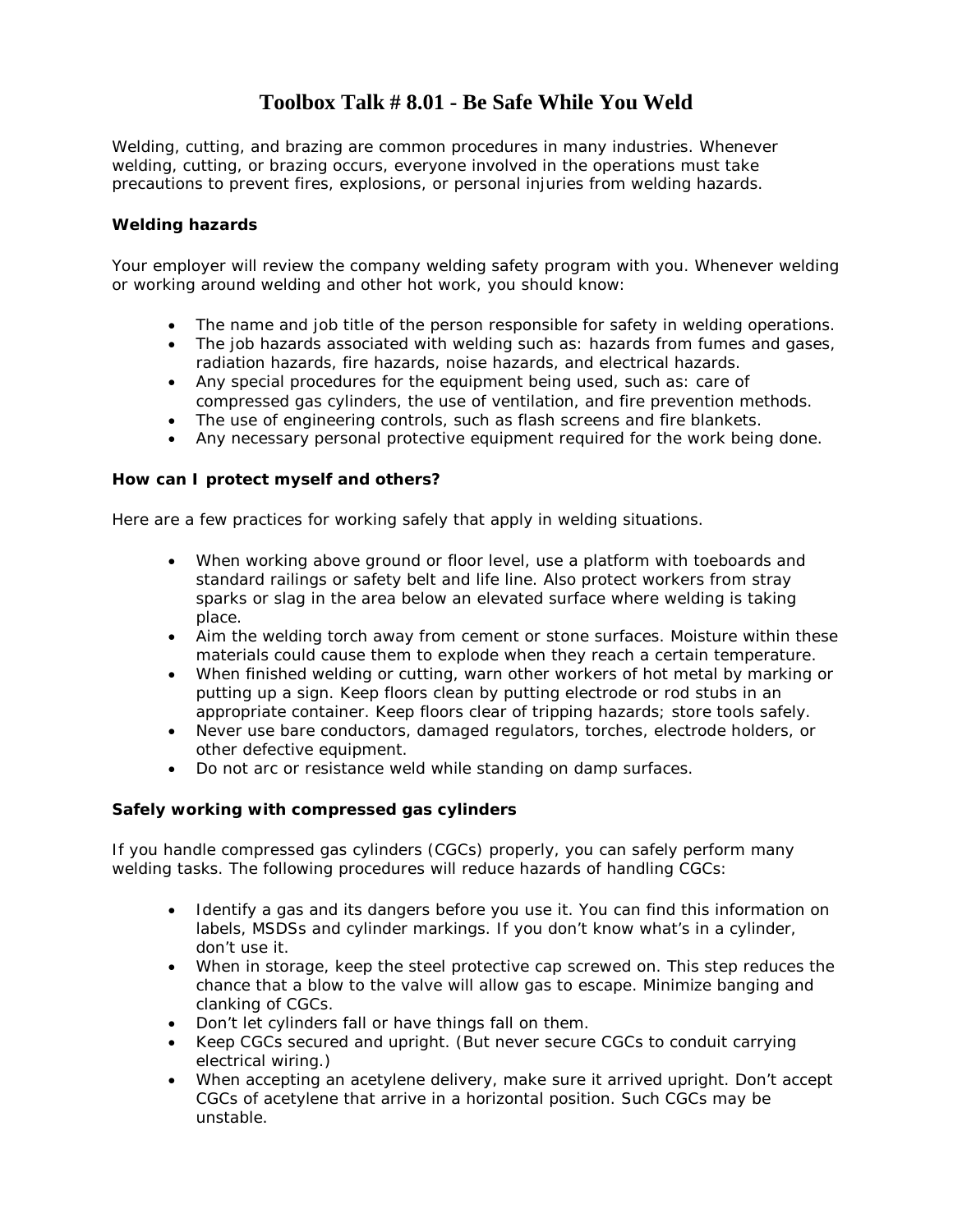# Toolbox Talk # 8.01 - Be Safe While You Weld

Welding, cutting, and brazing are common procedures in many industries. Whenever welding, cutting, or brazing occurs, everyone involved in the operations must take precautions to prevent fires, explosions, or personal injuries from welding hazards.

## Welding hazards

Your employer will review the company welding safety program with you. Whenever welding or working around welding and other hot work, you should know:

- The name and job title of the person responsible for safety in welding operations.
- The job hazards associated with welding such as: hazards from fumes and gases, radiation hazards, fire hazards, noise hazards, and electrical hazards.
- Any special procedures for the equipment being used, such as: care of compressed gas cylinders, the use of ventilation, and fire prevention methods.
- The use of engineering controls, such as flash screens and fire blankets.
- Any necessary personal protective equipment required for the work being done.

## How can I protect myself and others?

Here are a few practices for working safely that apply in welding situations.

- When working above ground or floor level, use a platform with toeboards and standard railings or safety belt and life line. Also protect workers from stray sparks or slag in the area below an elevated surface where welding is taking place.
- Aim the welding torch away from cement or stone surfaces. Moisture within these materials could cause them to explode when they reach a certain temperature.
- When finished welding or cutting, warn other workers of hot metal by marking or putting up a sign. Keep floors clean by putting electrode or rod stubs in an appropriate container. Keep floors clear of tripping hazards; store tools safely.
- Never use bare conductors, damaged regulators, torches, electrode holders, or other defective equipment.
- Do not arc or resistance weld while standing on damp surfaces.

## Safely working with compressed gas cylinders

If you handle compressed gas cylinders (CGCs) properly, you can safely perform many welding tasks. The following procedures will reduce hazards of handling CGCs:

- Identify a gas and its dangers before you use it. You can find this information on labels, MSDSs and cylinder markings. If you don't know what's in a cylinder, don't use it.
- When in storage, keep the steel protective cap screwed on. This step reduces the chance that a blow to the valve will allow gas to escape. Minimize banging and clanking of CGCs.
- Don't let cylinders fall or have things fall on them.
- Keep CGCs secured and upright. (But never secure CGCs to conduit carrying electrical wiring.)
- When accepting an acetylene delivery, make sure it arrived upright. Don't accept CGCs of acetylene that arrive in a horizontal position. Such CGCs may be unstable.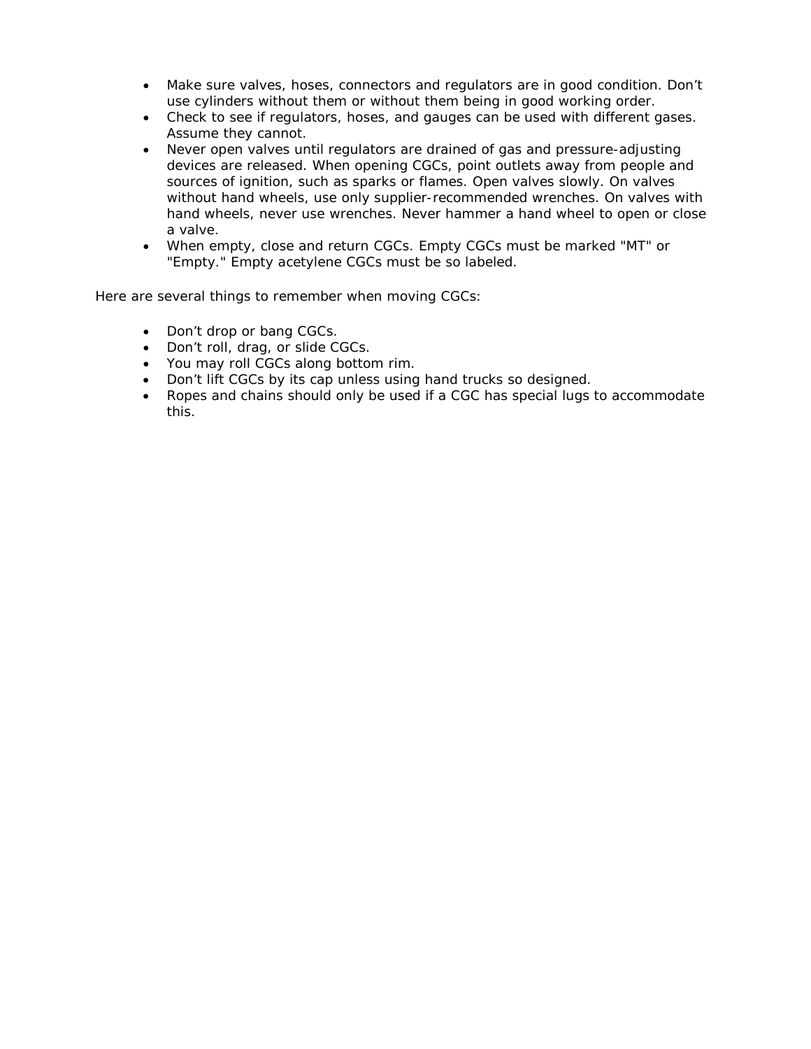- Make sure valves, hoses, connectors and regulators are in good condition. Don't use cylinders without them or without them being in good working order.
- Check to see if regulators, hoses, and gauges can be used with different gases. Assume they cannot.
- Never open valves until regulators are drained of gas and pressure-adjusting devices are released. When opening CGCs, point outlets away from people and sources of ignition, such as sparks or flames. Open valves slowly. On valves without hand wheels, use only supplier-recommended wrenches. On valves with hand wheels, never use wrenches. Never hammer a hand wheel to open or close a valve.
- When empty, close and return CGCs. Empty CGCs must be marked "MT" or "Empty." Empty acetylene CGCs must be so labeled.

Here are several things to remember when moving CGCs:

- Don't drop or bang CGCs.
- Don't roll, drag, or slide CGCs.
- You may roll CGCs along bottom rim.
- Don't lift CGCs by its cap unless using hand trucks so designed.
- Ropes and chains should only be used if a CGC has special lugs to accommodate this.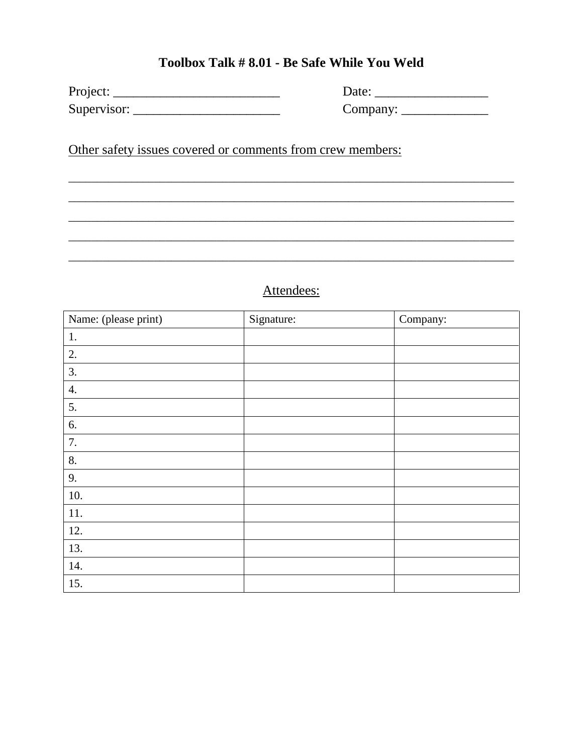# Toolbox Talk # 8.01 - Be Safe While You Weld

Project: _________________________ Date: _________________

Supervisor: ______________________ Company: _____________

Other safety issues covered or comments from crew members:

_____________________________________________________________________

_____________________________________________________________________

_____________________________________________________________________

_____________________________________________________________________

_____________________________________________________________________

Attendees:

| Name: (please print) | Signature: | Company: |
|---|---|---|
| 1. | | |
| 2. | | |
| 3. | | |
| 4. | | |
| 5. | | |
| 6. | | |
| 7. | | |
| 8. | | |
| 9. | | |
| 10. | | |
| 11. | | |
| 12. | | |
| 13. | | |
| 14. | | |
| 15. | | |